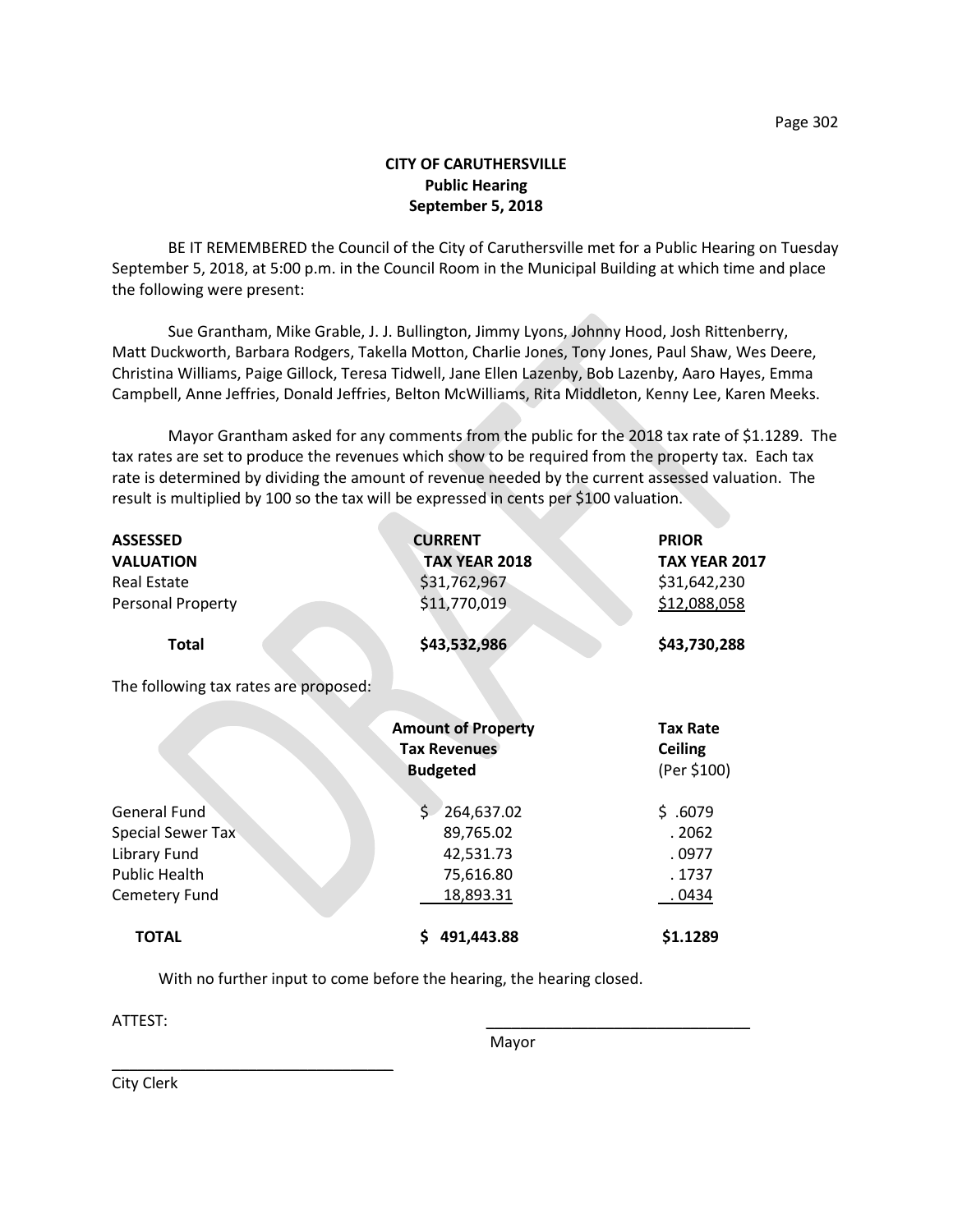**CITY OF CARUTHERSVILLE**
**Public Hearing**
**September 5, 2018**

BE IT REMEMBERED the Council of the City of Caruthersville met for a Public Hearing on Tuesday September 5, 2018, at 5:00 p.m. in the Council Room in the Municipal Building at which time and place the following were present:

Sue Grantham, Mike Grable, J. J. Bullington, Jimmy Lyons, Johnny Hood, Josh Rittenberry, Matt Duckworth, Barbara Rodgers, Takella Motton, Charlie Jones, Tony Jones, Paul Shaw, Wes Deere, Christina Williams, Paige Gillock, Teresa Tidwell, Jane Ellen Lazenby, Bob Lazenby, Aaro Hayes, Emma Campbell, Anne Jeffries, Donald Jeffries, Belton McWilliams, Rita Middleton, Kenny Lee, Karen Meeks.

Mayor Grantham asked for any comments from the public for the 2018 tax rate of $1.1289. The tax rates are set to produce the revenues which show to be required from the property tax. Each tax rate is determined by dividing the amount of revenue needed by the current assessed valuation. The result is multiplied by 100 so the tax will be expressed in cents per $100 valuation.

| ASSESSED VALUATION | CURRENT TAX YEAR 2018 | PRIOR TAX YEAR 2017 |
|---|---|---|
| Real Estate | $31,762,967 | $31,642,230 |
| Personal Property | $11,770,019 | $12,088,058 |
| **Total** | **$43,532,986** | **$43,730,288** |

The following tax rates are proposed:

| | Amount of Property Tax Revenues Budgeted | Tax Rate Ceiling (Per $100) |
|---|---|---|
| General Fund | $ 264,637.02 | $ .6079 |
| Special Sewer Tax | 89,765.02 | .2062 |
| Library Fund | 42,531.73 | .0977 |
| Public Health | 75,616.80 | .1737 |
| Cemetery Fund | 18,893.31 | .0434 |
| **TOTAL** | **$ 491,443.88** | **$1.1289** |

With no further input to come before the hearing, the hearing closed.

ATTEST:

\_\_\_\_\_\_\_\_\_\_\_\_\_\_\_\_\_\_\_\_\_\_\_\_\_\_\_\_\_\_
Mayor

\_\_\_\_\_\_\_\_\_\_\_\_\_\_\_\_\_\_\_\_\_\_\_\_\_\_\_\_\_\_
City Clerk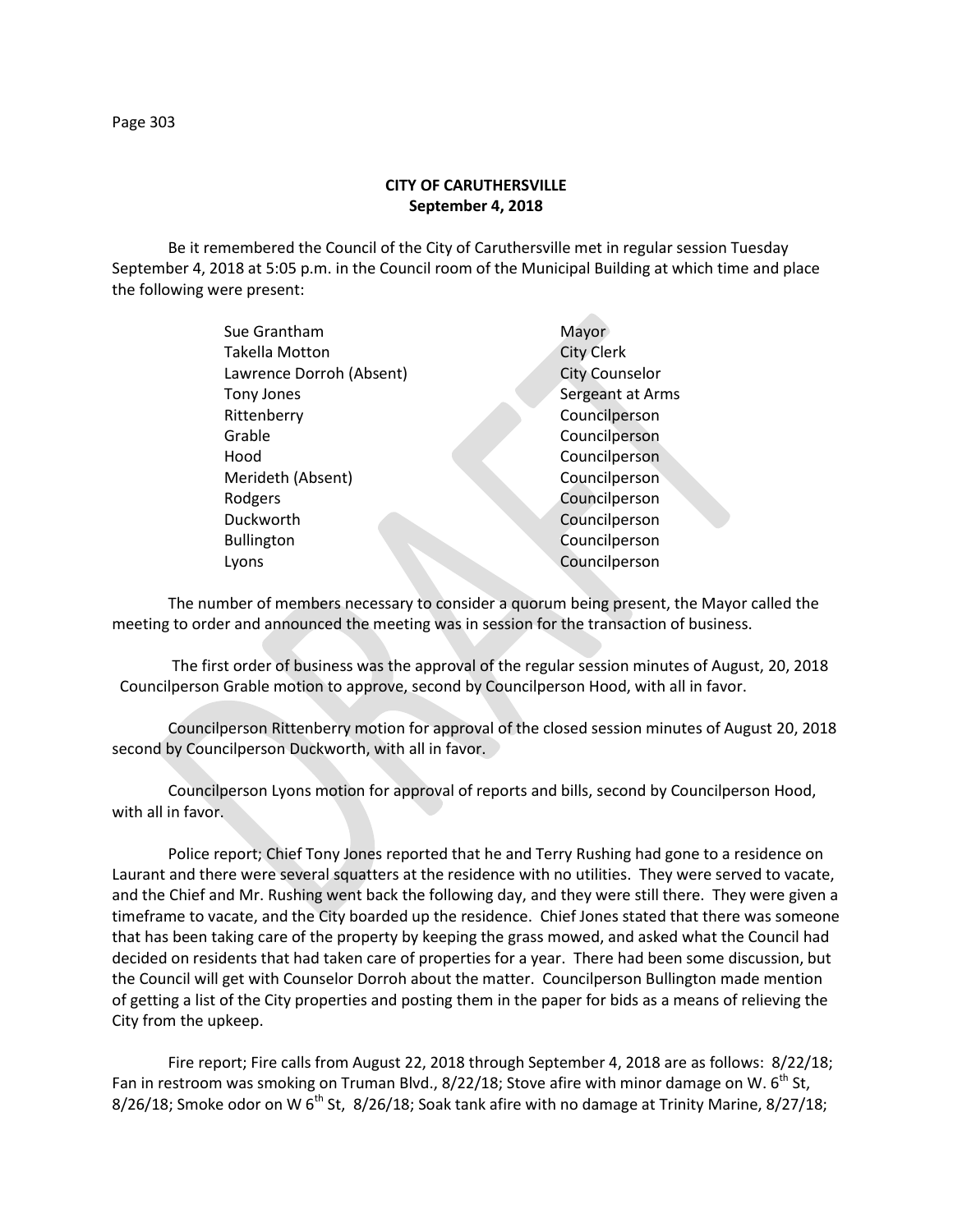**CITY OF CARUTHERSVILLE**
**September 4, 2018**

Be it remembered the Council of the City of Caruthersville met in regular session Tuesday September 4, 2018 at 5:05 p.m. in the Council room of the Municipal Building at which time and place the following were present:

| | |
|---|---|
| Sue Grantham | Mayor |
| Takella Motton | City Clerk |
| Lawrence Dorroh (Absent) | City Counselor |
| Tony Jones | Sergeant at Arms |
| Rittenberry | Councilperson |
| Grable | Councilperson |
| Hood | Councilperson |
| Merideth (Absent) | Councilperson |
| Rodgers | Councilperson |
| Duckworth | Councilperson |
| Bullington | Councilperson |
| Lyons | Councilperson |

The number of members necessary to consider a quorum being present, the Mayor called the meeting to order and announced the meeting was in session for the transaction of business.

The first order of business was the approval of the regular session minutes of August, 20, 2018 Councilperson Grable motion to approve, second by Councilperson Hood, with all in favor.

Councilperson Rittenberry motion for approval of the closed session minutes of August 20, 2018 second by Councilperson Duckworth, with all in favor.

Councilperson Lyons motion for approval of reports and bills, second by Councilperson Hood, with all in favor.

Police report; Chief Tony Jones reported that he and Terry Rushing had gone to a residence on Laurant and there were several squatters at the residence with no utilities. They were served to vacate, and the Chief and Mr. Rushing went back the following day, and they were still there. They were given a timeframe to vacate, and the City boarded up the residence. Chief Jones stated that there was someone that has been taking care of the property by keeping the grass mowed, and asked what the Council had decided on residents that had taken care of properties for a year. There had been some discussion, but the Council will get with Counselor Dorroh about the matter. Councilperson Bullington made mention of getting a list of the City properties and posting them in the paper for bids as a means of relieving the City from the upkeep.

Fire report; Fire calls from August 22, 2018 through September 4, 2018 are as follows: 8/22/18; Fan in restroom was smoking on Truman Blvd., 8/22/18; Stove afire with minor damage on W. 6th St, 8/26/18; Smoke odor on W 6th St, 8/26/18; Soak tank afire with no damage at Trinity Marine, 8/27/18;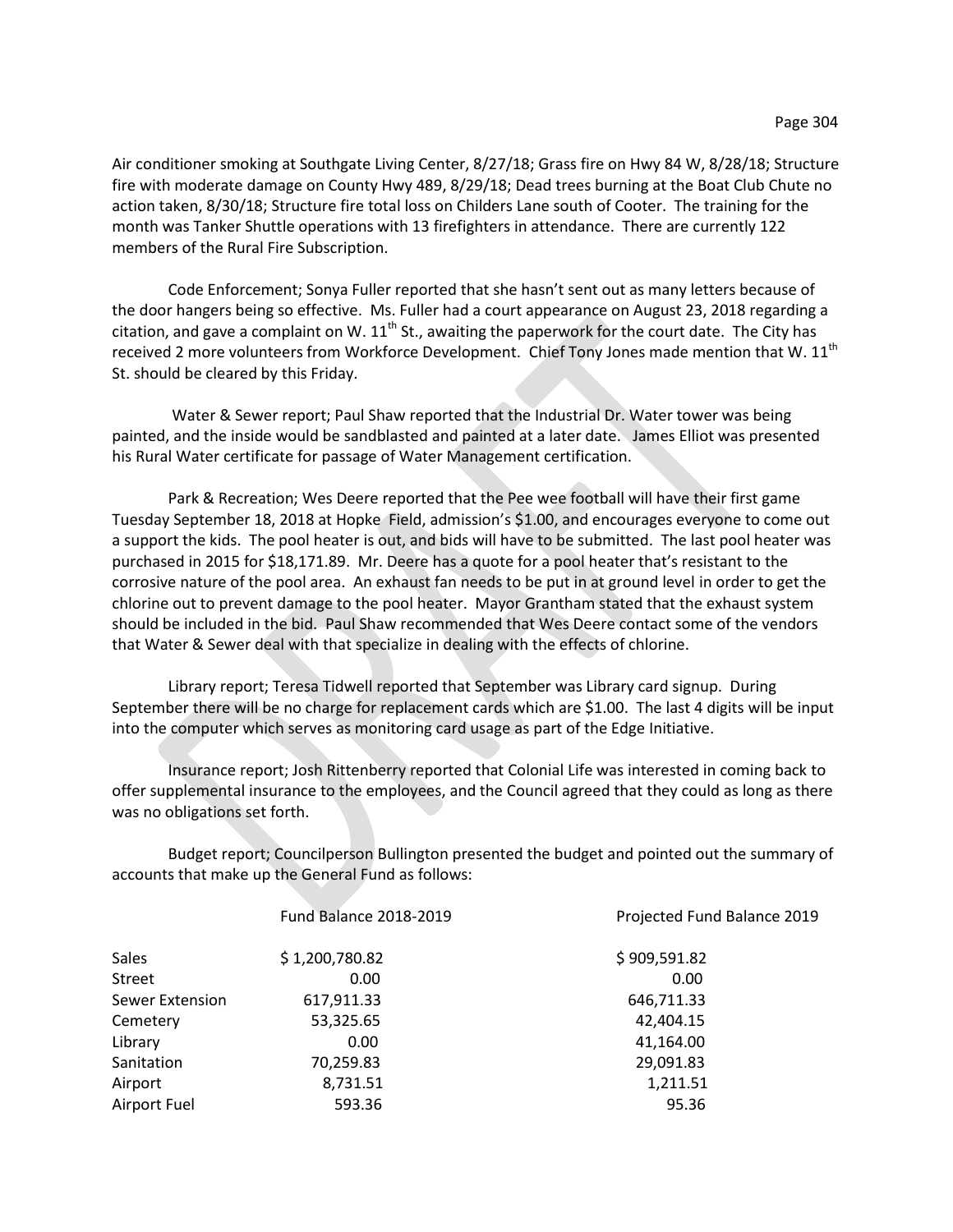Air conditioner smoking at Southgate Living Center, 8/27/18; Grass fire on Hwy 84 W, 8/28/18; Structure fire with moderate damage on County Hwy 489, 8/29/18; Dead trees burning at the Boat Club Chute no action taken, 8/30/18; Structure fire total loss on Childers Lane south of Cooter. The training for the month was Tanker Shuttle operations with 13 firefighters in attendance. There are currently 122 members of the Rural Fire Subscription.

Code Enforcement; Sonya Fuller reported that she hasn't sent out as many letters because of the door hangers being so effective. Ms. Fuller had a court appearance on August 23, 2018 regarding a citation, and gave a complaint on W. 11th St., awaiting the paperwork for the court date. The City has received 2 more volunteers from Workforce Development. Chief Tony Jones made mention that W. 11th St. should be cleared by this Friday.

Water & Sewer report; Paul Shaw reported that the Industrial Dr. Water tower was being painted, and the inside would be sandblasted and painted at a later date. James Elliot was presented his Rural Water certificate for passage of Water Management certification.

Park & Recreation; Wes Deere reported that the Pee wee football will have their first game Tuesday September 18, 2018 at Hopke Field, admission's $1.00, and encourages everyone to come out a support the kids. The pool heater is out, and bids will have to be submitted. The last pool heater was purchased in 2015 for $18,171.89. Mr. Deere has a quote for a pool heater that's resistant to the corrosive nature of the pool area. An exhaust fan needs to be put in at ground level in order to get the chlorine out to prevent damage to the pool heater. Mayor Grantham stated that the exhaust system should be included in the bid. Paul Shaw recommended that Wes Deere contact some of the vendors that Water & Sewer deal with that specialize in dealing with the effects of chlorine.

Library report; Teresa Tidwell reported that September was Library card signup. During September there will be no charge for replacement cards which are $1.00. The last 4 digits will be input into the computer which serves as monitoring card usage as part of the Edge Initiative.

Insurance report; Josh Rittenberry reported that Colonial Life was interested in coming back to offer supplemental insurance to the employees, and the Council agreed that they could as long as there was no obligations set forth.

Budget report; Councilperson Bullington presented the budget and pointed out the summary of accounts that make up the General Fund as follows:

| | Fund Balance 2018-2019 | Projected Fund Balance 2019 |
|---|---|---|
| Sales | $ 1,200,780.82 | $ 909,591.82 |
| Street | 0.00 | 0.00 |
| Sewer Extension | 617,911.33 | 646,711.33 |
| Cemetery | 53,325.65 | 42,404.15 |
| Library | 0.00 | 41,164.00 |
| Sanitation | 70,259.83 | 29,091.83 |
| Airport | 8,731.51 | 1,211.51 |
| Airport Fuel | 593.36 | 95.36 |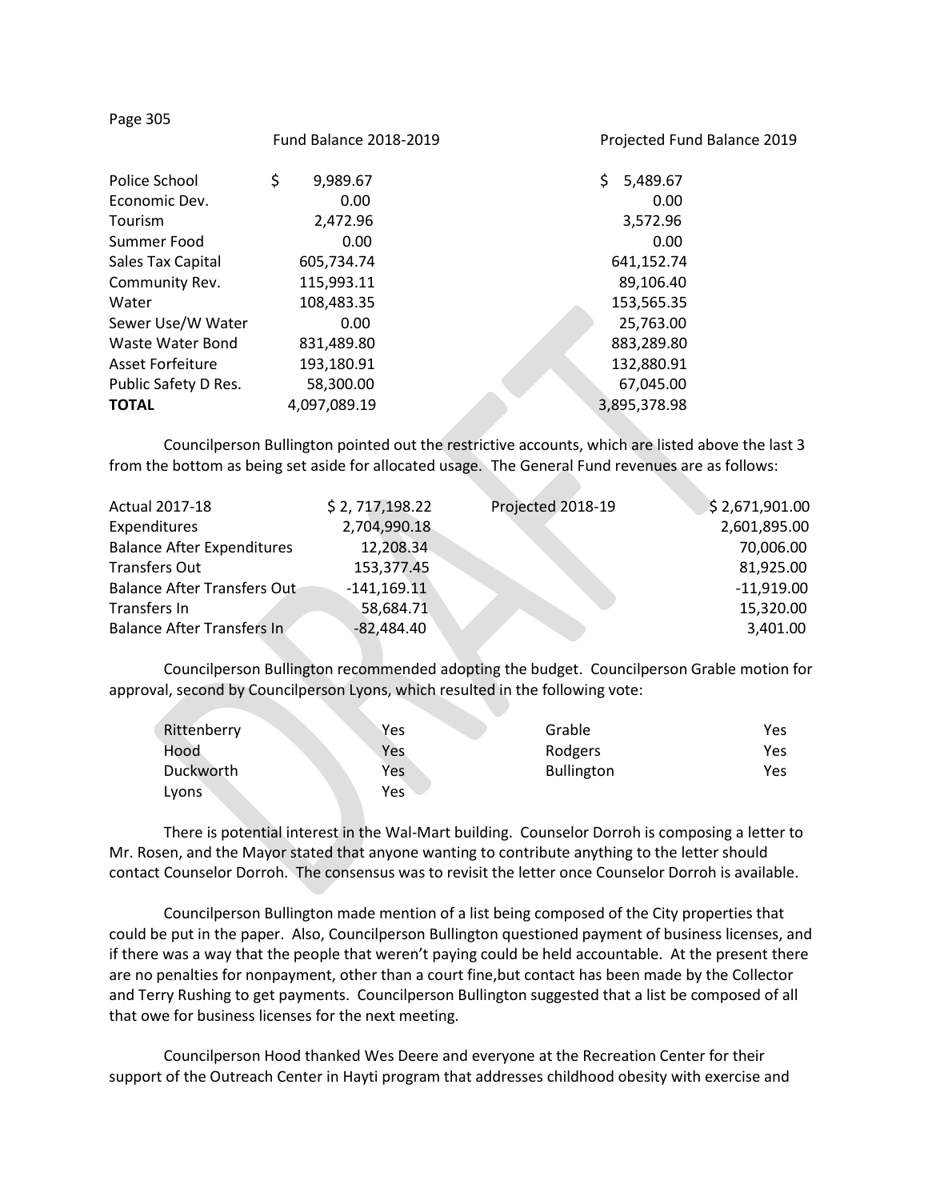Page 305

| | Fund Balance 2018-2019 | Projected Fund Balance 2019 |
|---|---|---|
| Police School | $ 9,989.67 | $ 5,489.67 |
| Economic Dev. | 0.00 | 0.00 |
| Tourism | 2,472.96 | 3,572.96 |
| Summer Food | 0.00 | 0.00 |
| Sales Tax Capital | 605,734.74 | 641,152.74 |
| Community Rev. | 115,993.11 | 89,106.40 |
| Water | 108,483.35 | 153,565.35 |
| Sewer Use/W Water | 0.00 | 25,763.00 |
| Waste Water Bond | 831,489.80 | 883,289.80 |
| Asset Forfeiture | 193,180.91 | 132,880.91 |
| Public Safety D Res. | 58,300.00 | 67,045.00 |
| **TOTAL** | 4,097,089.19 | 3,895,378.98 |

Councilperson Bullington pointed out the restrictive accounts, which are listed above the last 3 from the bottom as being set aside for allocated usage. The General Fund revenues are as follows:

| Actual 2017-18 | $ 2, 717,198.22 | Projected 2018-19 | $ 2,671,901.00 |
|---|---|---|---|
| Expenditures | 2,704,990.18 | | 2,601,895.00 |
| Balance After Expenditures | 12,208.34 | | 70,006.00 |
| Transfers Out | 153,377.45 | | 81,925.00 |
| Balance After Transfers Out | -141,169.11 | | -11,919.00 |
| Transfers In | 58,684.71 | | 15,320.00 |
| Balance After Transfers In | -82,484.40 | | 3,401.00 |

Councilperson Bullington recommended adopting the budget. Councilperson Grable motion for approval, second by Councilperson Lyons, which resulted in the following vote:

| | | | |
|---|---|---|---|
| Rittenberry | Yes | Grable | Yes |
| Hood | Yes | Rodgers | Yes |
| Duckworth | Yes | Bullington | Yes |
| Lyons | Yes | | |

There is potential interest in the Wal-Mart building. Counselor Dorroh is composing a letter to Mr. Rosen, and the Mayor stated that anyone wanting to contribute anything to the letter should contact Counselor Dorroh. The consensus was to revisit the letter once Counselor Dorroh is available.

Councilperson Bullington made mention of a list being composed of the City properties that could be put in the paper. Also, Councilperson Bullington questioned payment of business licenses, and if there was a way that the people that weren't paying could be held accountable. At the present there are no penalties for nonpayment, other than a court fine,but contact has been made by the Collector and Terry Rushing to get payments. Councilperson Bullington suggested that a list be composed of all that owe for business licenses for the next meeting.

Councilperson Hood thanked Wes Deere and everyone at the Recreation Center for their support of the Outreach Center in Hayti program that addresses childhood obesity with exercise and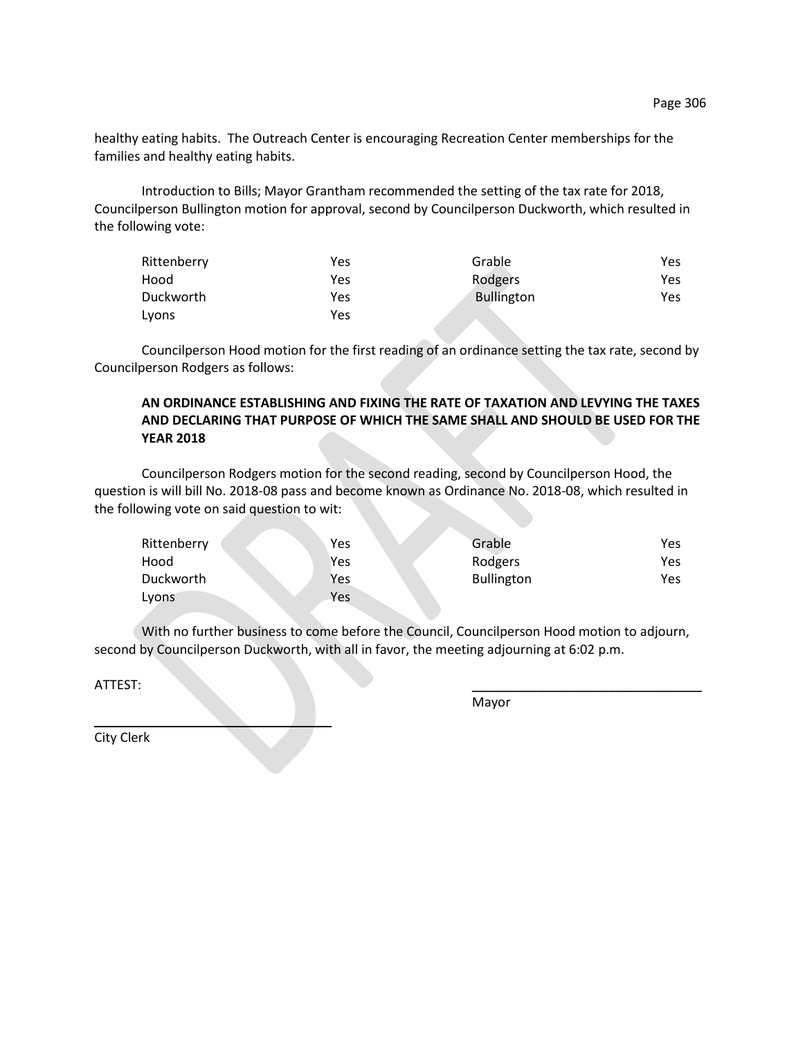healthy eating habits. The Outreach Center is encouraging Recreation Center memberships for the families and healthy eating habits.

Introduction to Bills; Mayor Grantham recommended the setting of the tax rate for 2018, Councilperson Bullington motion for approval, second by Councilperson Duckworth, which resulted in the following vote:

| | | | |
|---|---|---|---|
| Rittenberry | Yes | Grable | Yes |
| Hood | Yes | Rodgers | Yes |
| Duckworth | Yes | Bullington | Yes |
| Lyons | Yes | | |

Councilperson Hood motion for the first reading of an ordinance setting the tax rate, second by Councilperson Rodgers as follows:

**AN ORDINANCE ESTABLISHING AND FIXING THE RATE OF TAXATION AND LEVYING THE TAXES AND DECLARING THAT PURPOSE OF WHICH THE SAME SHALL AND SHOULD BE USED FOR THE YEAR 2018**

Councilperson Rodgers motion for the second reading, second by Councilperson Hood, the question is will bill No. 2018-08 pass and become known as Ordinance No. 2018-08, which resulted in the following vote on said question to wit:

| | | | |
|---|---|---|---|
| Rittenberry | Yes | Grable | Yes |
| Hood | Yes | Rodgers | Yes |
| Duckworth | Yes | Bullington | Yes |
| Lyons | Yes | | |

With no further business to come before the Council, Councilperson Hood motion to adjourn, second by Councilperson Duckworth, with all in favor, the meeting adjourning at 6:02 p.m.

ATTEST:

\_\_\_\_\_\_\_\_\_\_\_\_\_\_\_\_\_\_\_\_\_\_\_\_\_\_\_\_\_\_\_\_
Mayor

\_\_\_\_\_\_\_\_\_\_\_\_\_\_\_\_\_\_\_\_\_\_\_\_\_\_\_\_\_\_\_\_
City Clerk